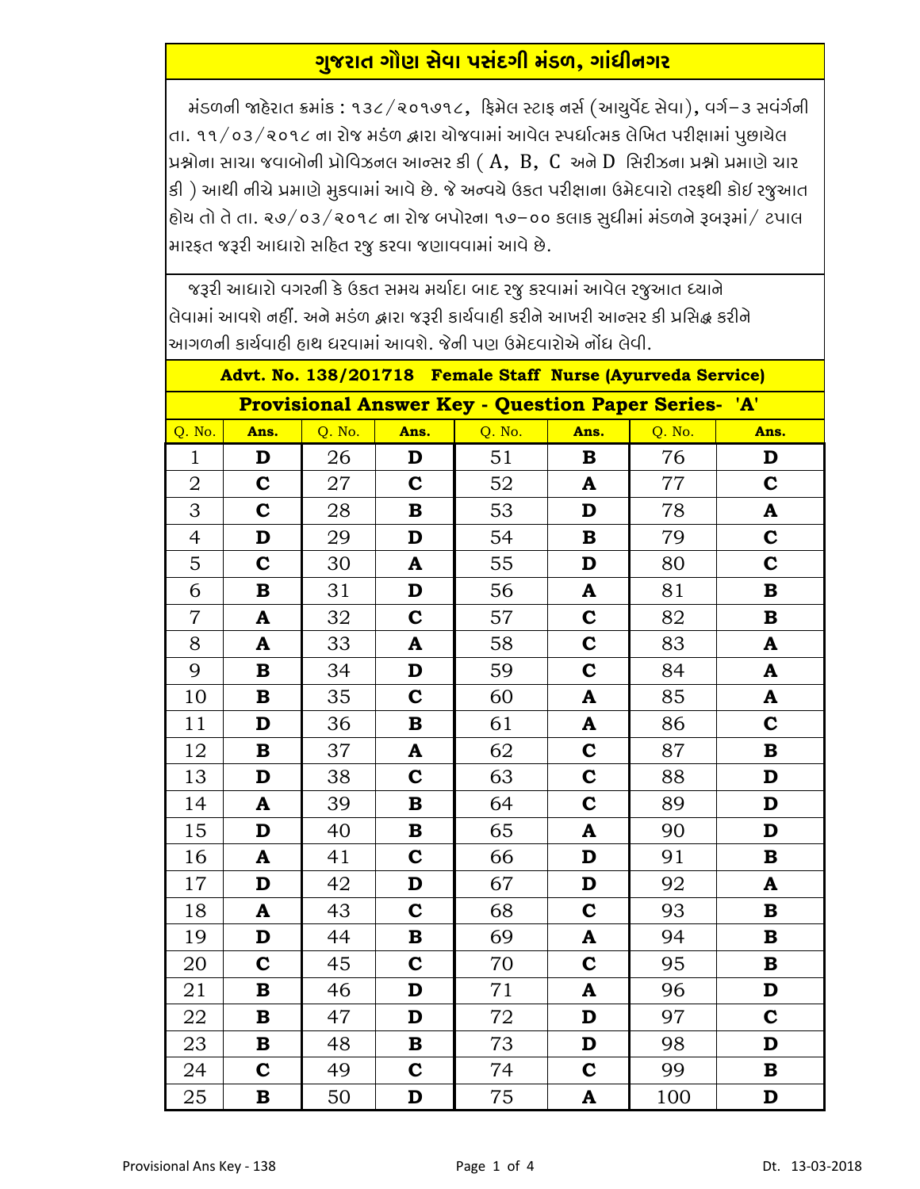# ગુજરાત ગૌણ સેવા પસંદગી મંડળ, ગાંધીનગર

મંડળની જાહેરાત ક્રમાંક : ૧૩૮/૨૦૧૭૧૮, ફિમેલ સ્ટાફ નર્સ (આયુર્વેદ સેવા), વર્ગ–૩ સવંર્ગની તા. ૧૧/૦૩/૨૦૧૮ ના રોજ મંડળ દ્વારા યોજવામાં આવેલ સ્પર્ધાત્મક લેખિત પરીક્ષામાં પુછાયેલ પ્રશ્નોના સાચા જવાબોની પ્રોવિઝનલ આન્સર કી ( A, B, C અને D સિરીઝના પ્રશ્નો પ્રમાણે ચાર કી ) આથી નીચે પ્રમાણે મુકવામાં આવે છે. જે અન્વયે ઉકત પરીક્ષાના ઉમેદવારો તરફથી કોઇ રજુઆત હોય તો તે તા. ૨૭/૦૩/૨૦૧૮ ના રોજ બપોરના ૧૭–૦૦ કલાક સુધીમાં મંડળને રૂબરૂમાં/ ટપાલ મારફત જરૂરી આધારો સહિત રજુ કરવા જણાવવામાં આવે છે.

જરૂરી આધારો વગરની કે ઉકત સમય મર્યાદા બાદ રજુ કરવામાં આવેલ રજુઆત ધ્યાને લેવામાં આવશે નહીં. અને મંડળ દ્વારા જરૂરી કાર્યવાહી કરીને આખરી આન્સર કી પ્રસિદ્ધ કરીને આગળની કાર્યવાહી હાથ ધરવામાં આવશે. જેની પણ ઉમેદવારોએ નોંધ લેવી.

**Advt. No. 138/201718 Female Staff Nurse (Ayurveda Service)**

**Provisional Answer Key - Question Paper Series- 'A'**

| Q. No. | Ans. | Q. No. | Ans. | Q. No. | Ans. | Q. No. | Ans. |
|---|---|---|---|---|---|---|---|
| 1 | D | 26 | D | 51 | B | 76 | D |
| 2 | C | 27 | C | 52 | A | 77 | C |
| 3 | C | 28 | B | 53 | D | 78 | A |
| 4 | D | 29 | D | 54 | B | 79 | C |
| 5 | C | 30 | A | 55 | D | 80 | C |
| 6 | B | 31 | D | 56 | A | 81 | B |
| 7 | A | 32 | C | 57 | C | 82 | B |
| 8 | A | 33 | A | 58 | C | 83 | A |
| 9 | B | 34 | D | 59 | C | 84 | A |
| 10 | B | 35 | C | 60 | A | 85 | A |
| 11 | D | 36 | B | 61 | A | 86 | C |
| 12 | B | 37 | A | 62 | C | 87 | B |
| 13 | D | 38 | C | 63 | C | 88 | D |
| 14 | A | 39 | B | 64 | C | 89 | D |
| 15 | D | 40 | B | 65 | A | 90 | D |
| 16 | A | 41 | C | 66 | D | 91 | B |
| 17 | D | 42 | D | 67 | D | 92 | A |
| 18 | A | 43 | C | 68 | C | 93 | B |
| 19 | D | 44 | B | 69 | A | 94 | B |
| 20 | C | 45 | C | 70 | C | 95 | B |
| 21 | B | 46 | D | 71 | A | 96 | D |
| 22 | B | 47 | D | 72 | D | 97 | C |
| 23 | B | 48 | B | 73 | D | 98 | D |
| 24 | C | 49 | C | 74 | C | 99 | B |
| 25 | B | 50 | D | 75 | A | 100 | D |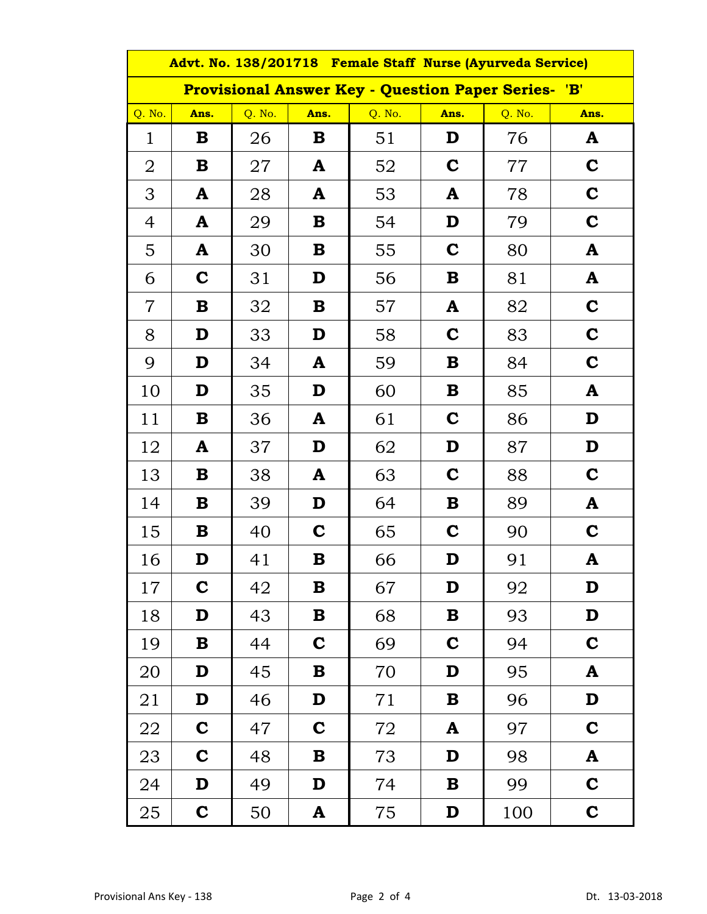| Advt. No. 138/201718 Female Staff Nurse (Ayurveda Service) | | | | | | | |
|---|---|---|---|---|---|---|---|
| **Provisional Answer Key - Question Paper Series- 'B'** | | | | | | | |
| Q. No. | Ans. | Q. No. | Ans. | Q. No. | Ans. | Q. No. | Ans. |
| 1 | **B** | 26 | **B** | 51 | **D** | 76 | **A** |
| 2 | **B** | 27 | **A** | 52 | **C** | 77 | **C** |
| 3 | **A** | 28 | **A** | 53 | **A** | 78 | **C** |
| 4 | **A** | 29 | **B** | 54 | **D** | 79 | **C** |
| 5 | **A** | 30 | **B** | 55 | **C** | 80 | **A** |
| 6 | **C** | 31 | **D** | 56 | **B** | 81 | **A** |
| 7 | **B** | 32 | **B** | 57 | **A** | 82 | **C** |
| 8 | **D** | 33 | **D** | 58 | **C** | 83 | **C** |
| 9 | **D** | 34 | **A** | 59 | **B** | 84 | **C** |
| 10 | **D** | 35 | **D** | 60 | **B** | 85 | **A** |
| 11 | **B** | 36 | **A** | 61 | **C** | 86 | **D** |
| 12 | **A** | 37 | **D** | 62 | **D** | 87 | **D** |
| 13 | **B** | 38 | **A** | 63 | **C** | 88 | **C** |
| 14 | **B** | 39 | **D** | 64 | **B** | 89 | **A** |
| 15 | **B** | 40 | **C** | 65 | **C** | 90 | **C** |
| 16 | **D** | 41 | **B** | 66 | **D** | 91 | **A** |
| 17 | **C** | 42 | **B** | 67 | **D** | 92 | **D** |
| 18 | **D** | 43 | **B** | 68 | **B** | 93 | **D** |
| 19 | **B** | 44 | **C** | 69 | **C** | 94 | **C** |
| 20 | **D** | 45 | **B** | 70 | **D** | 95 | **A** |
| 21 | **D** | 46 | **D** | 71 | **B** | 96 | **D** |
| 22 | **C** | 47 | **C** | 72 | **A** | 97 | **C** |
| 23 | **C** | 48 | **B** | 73 | **D** | 98 | **A** |
| 24 | **D** | 49 | **D** | 74 | **B** | 99 | **C** |
| 25 | **C** | 50 | **A** | 75 | **D** | 100 | **C** |

Provisional Ans Key - 138

Dt. 13-03-2018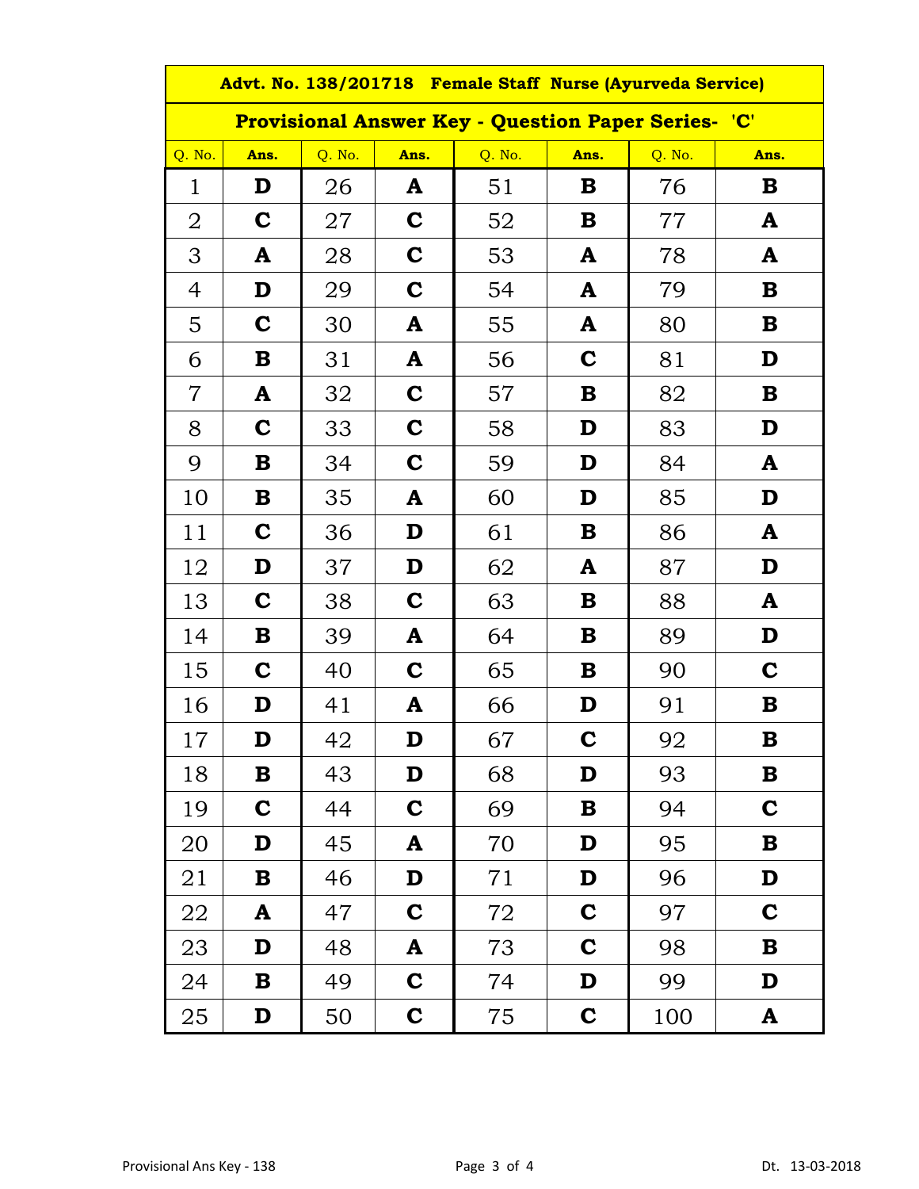**Advt. No. 138/201718 Female Staff Nurse (Ayurveda Service)**

**Provisional Answer Key - Question Paper Series- 'C'**

| Q. No. | Ans. | Q. No. | Ans. | Q. No. | Ans. | Q. No. | Ans. |
|---|---|---|---|---|---|---|---|
| 1 | D | 26 | A | 51 | B | 76 | B |
| 2 | C | 27 | C | 52 | B | 77 | A |
| 3 | A | 28 | C | 53 | A | 78 | A |
| 4 | D | 29 | C | 54 | A | 79 | B |
| 5 | C | 30 | A | 55 | A | 80 | B |
| 6 | B | 31 | A | 56 | C | 81 | D |
| 7 | A | 32 | C | 57 | B | 82 | B |
| 8 | C | 33 | C | 58 | D | 83 | D |
| 9 | B | 34 | C | 59 | D | 84 | A |
| 10 | B | 35 | A | 60 | D | 85 | D |
| 11 | C | 36 | D | 61 | B | 86 | A |
| 12 | D | 37 | D | 62 | A | 87 | D |
| 13 | C | 38 | C | 63 | B | 88 | A |
| 14 | B | 39 | A | 64 | B | 89 | D |
| 15 | C | 40 | C | 65 | B | 90 | C |
| 16 | D | 41 | A | 66 | D | 91 | B |
| 17 | D | 42 | D | 67 | C | 92 | B |
| 18 | B | 43 | D | 68 | D | 93 | B |
| 19 | C | 44 | C | 69 | B | 94 | C |
| 20 | D | 45 | A | 70 | D | 95 | B |
| 21 | B | 46 | D | 71 | D | 96 | D |
| 22 | A | 47 | C | 72 | C | 97 | C |
| 23 | D | 48 | A | 73 | C | 98 | B |
| 24 | B | 49 | C | 74 | D | 99 | D |
| 25 | D | 50 | C | 75 | C | 100 | A |

Provisional Ans Key - 138 Dt. 13-03-2018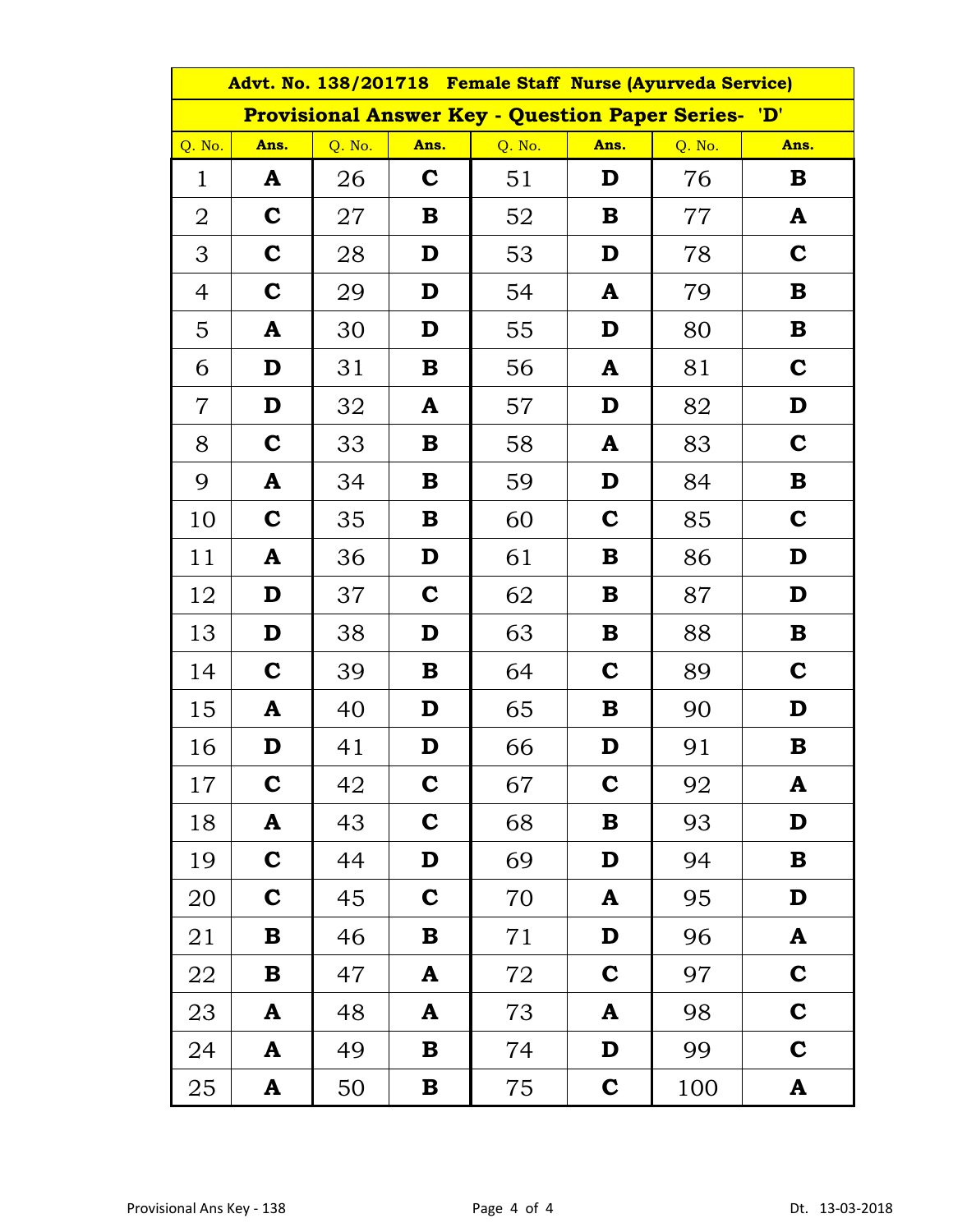| Advt. No. 138/201718 Female Staff Nurse (Ayurveda Service) | | | | | | | |
|---|---|---|---|---|---|---|---|
| **Provisional Answer Key - Question Paper Series- 'D'** | | | | | | | |
| Q. No. | Ans. | Q. No. | Ans. | Q. No. | Ans. | Q. No. | Ans. |
| 1 | **A** | 26 | **C** | 51 | **D** | 76 | **B** |
| 2 | **C** | 27 | **B** | 52 | **B** | 77 | **A** |
| 3 | **C** | 28 | **D** | 53 | **D** | 78 | **C** |
| 4 | **C** | 29 | **D** | 54 | **A** | 79 | **B** |
| 5 | **A** | 30 | **D** | 55 | **D** | 80 | **B** |
| 6 | **D** | 31 | **B** | 56 | **A** | 81 | **C** |
| 7 | **D** | 32 | **A** | 57 | **D** | 82 | **D** |
| 8 | **C** | 33 | **B** | 58 | **A** | 83 | **C** |
| 9 | **A** | 34 | **B** | 59 | **D** | 84 | **B** |
| 10 | **C** | 35 | **B** | 60 | **C** | 85 | **C** |
| 11 | **A** | 36 | **D** | 61 | **B** | 86 | **D** |
| 12 | **D** | 37 | **C** | 62 | **B** | 87 | **D** |
| 13 | **D** | 38 | **D** | 63 | **B** | 88 | **B** |
| 14 | **C** | 39 | **B** | 64 | **C** | 89 | **C** |
| 15 | **A** | 40 | **D** | 65 | **B** | 90 | **D** |
| 16 | **D** | 41 | **D** | 66 | **D** | 91 | **B** |
| 17 | **C** | 42 | **C** | 67 | **C** | 92 | **A** |
| 18 | **A** | 43 | **C** | 68 | **B** | 93 | **D** |
| 19 | **C** | 44 | **D** | 69 | **D** | 94 | **B** |
| 20 | **C** | 45 | **C** | 70 | **A** | 95 | **D** |
| 21 | **B** | 46 | **B** | 71 | **D** | 96 | **A** |
| 22 | **B** | 47 | **A** | 72 | **C** | 97 | **C** |
| 23 | **A** | 48 | **A** | 73 | **A** | 98 | **C** |
| 24 | **A** | 49 | **B** | 74 | **D** | 99 | **C** |
| 25 | **A** | 50 | **B** | 75 | **C** | 100 | **A** |

Provisional Ans Key - 138

Dt. 13-03-2018